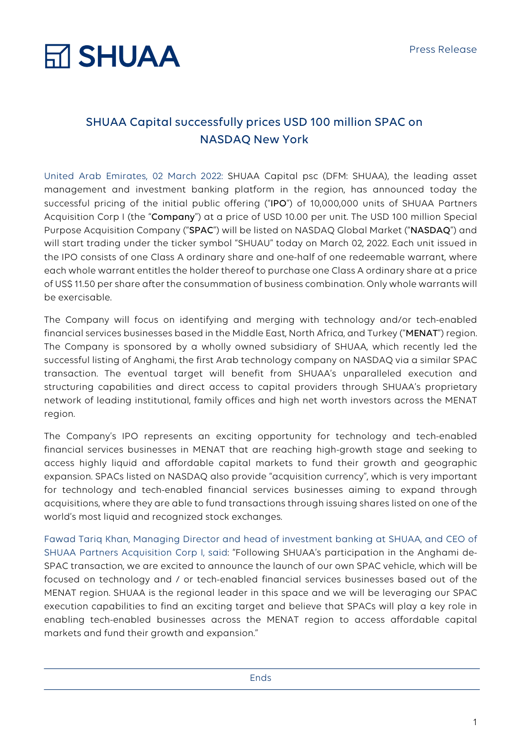SHUAA

Press Release

## SHUAA Capital successfully prices USD 100 million SPAC on NASDAQ New York

United Arab Emirates, 02 March 2022: SHUAA Capital psc (DFM: SHUAA), the leading asset management and investment banking platform in the region, has announced today the successful pricing of the initial public offering ("**IPO**") of 10,000,000 units of SHUAA Partners Acquisition Corp I (the "**Company**") at a price of USD 10.00 per unit. The USD 100 million Special Purpose Acquisition Company ("**SPAC**") will be listed on NASDAQ Global Market ("**NASDAQ**") and will start trading under the ticker symbol "SHUAU" today on March 02, 2022. Each unit issued in the IPO consists of one Class A ordinary share and one-half of one redeemable warrant, where each whole warrant entitles the holder thereof to purchase one Class A ordinary share at a price of US$ 11.50 per share after the consummation of business combination. Only whole warrants will be exercisable.

The Company will focus on identifying and merging with technology and/or tech-enabled financial services businesses based in the Middle East, North Africa, and Turkey ("**MENAT**") region. The Company is sponsored by a wholly owned subsidiary of SHUAA, which recently led the successful listing of Anghami, the first Arab technology company on NASDAQ via a similar SPAC transaction. The eventual target will benefit from SHUAA's unparalleled execution and structuring capabilities and direct access to capital providers through SHUAA's proprietary network of leading institutional, family offices and high net worth investors across the MENAT region.

The Company's IPO represents an exciting opportunity for technology and tech-enabled financial services businesses in MENAT that are reaching high-growth stage and seeking to access highly liquid and affordable capital markets to fund their growth and geographic expansion. SPACs listed on NASDAQ also provide "acquisition currency", which is very important for technology and tech-enabled financial services businesses aiming to expand through acquisitions, where they are able to fund transactions through issuing shares listed on one of the world's most liquid and recognized stock exchanges.

Fawad Tariq Khan, Managing Director and head of investment banking at SHUAA, and CEO of SHUAA Partners Acquisition Corp I, said: "Following SHUAA's participation in the Anghami de-SPAC transaction, we are excited to announce the launch of our own SPAC vehicle, which will be focused on technology and / or tech-enabled financial services businesses based out of the MENAT region. SHUAA is the regional leader in this space and we will be leveraging our SPAC execution capabilities to find an exciting target and believe that SPACs will play a key role in enabling tech-enabled businesses across the MENAT region to access affordable capital markets and fund their growth and expansion."

---

Ends

---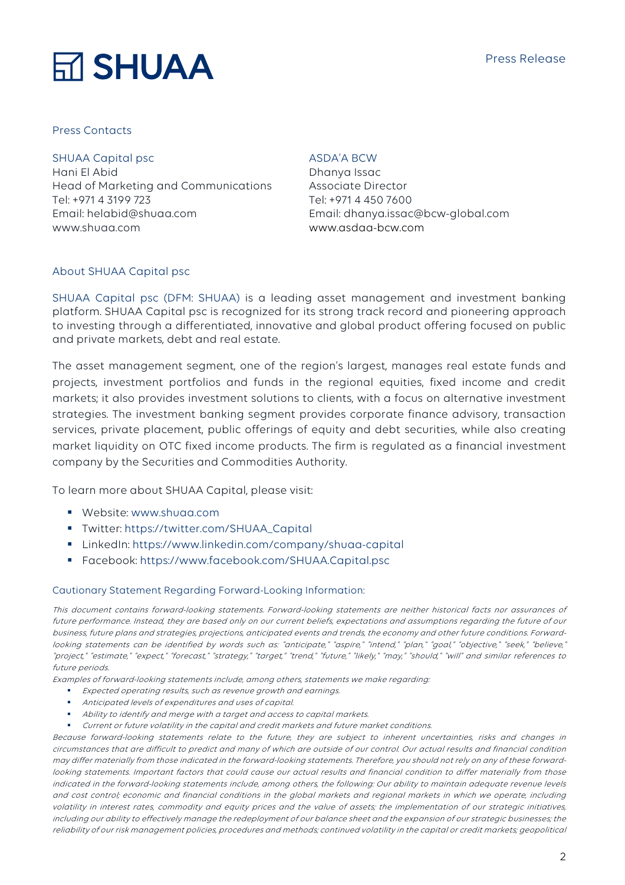Press Release

# SHUAA

## Press Contacts

**SHUAA Capital psc**
Hani El Abid
Head of Marketing and Communications
Tel: +971 4 3199 723
Email: helabid@shuaa.com
www.shuaa.com

**ASDA'A BCW**
Dhanya Issac
Associate Director
Tel: +971 4 450 7600
Email: dhanya.issac@bcw-global.com
www.asdaa-bcw.com

## About SHUAA Capital psc

SHUAA Capital psc (DFM: SHUAA) is a leading asset management and investment banking platform. SHUAA Capital psc is recognized for its strong track record and pioneering approach to investing through a differentiated, innovative and global product offering focused on public and private markets, debt and real estate.

The asset management segment, one of the region's largest, manages real estate funds and projects, investment portfolios and funds in the regional equities, fixed income and credit markets; it also provides investment solutions to clients, with a focus on alternative investment strategies. The investment banking segment provides corporate finance advisory, transaction services, private placement, public offerings of equity and debt securities, while also creating market liquidity on OTC fixed income products. The firm is regulated as a financial investment company by the Securities and Commodities Authority.

To learn more about SHUAA Capital, please visit:

- Website: www.shuaa.com
- Twitter: https://twitter.com/SHUAA_Capital
- LinkedIn: https://www.linkedin.com/company/shuaa-capital
- Facebook: https://www.facebook.com/SHUAA.Capital.psc

## Cautionary Statement Regarding Forward-Looking Information:

*This document contains forward-looking statements. Forward-looking statements are neither historical facts nor assurances of future performance. Instead, they are based only on our current beliefs, expectations and assumptions regarding the future of our business, future plans and strategies, projections, anticipated events and trends, the economy and other future conditions. Forward-looking statements can be identified by words such as: "anticipate," "aspire," "intend," "plan," "goal," "objective," "seek," "believe," "project," "estimate," "expect," "forecast," "strategy," "target," "trend," "future," "likely," "may," "should," "will" and similar references to future periods.*

*Examples of forward-looking statements include, among others, statements we make regarding:*

- *Expected operating results, such as revenue growth and earnings.*
- *Anticipated levels of expenditures and uses of capital.*
- *Ability to identify and merge with a target and access to capital markets.*
- *Current or future volatility in the capital and credit markets and future market conditions.*

*Because forward-looking statements relate to the future, they are subject to inherent uncertainties, risks and changes in circumstances that are difficult to predict and many of which are outside of our control. Our actual results and financial condition may differ materially from those indicated in the forward-looking statements. Therefore, you should not rely on any of these forward-looking statements. Important factors that could cause our actual results and financial condition to differ materially from those indicated in the forward-looking statements include, among others, the following: Our ability to maintain adequate revenue levels and cost control; economic and financial conditions in the global markets and regional markets in which we operate, including volatility in interest rates, commodity and equity prices and the value of assets; the implementation of our strategic initiatives, including our ability to effectively manage the redeployment of our balance sheet and the expansion of our strategic businesses; the reliability of our risk management policies, procedures and methods; continued volatility in the capital or credit markets; geopolitical*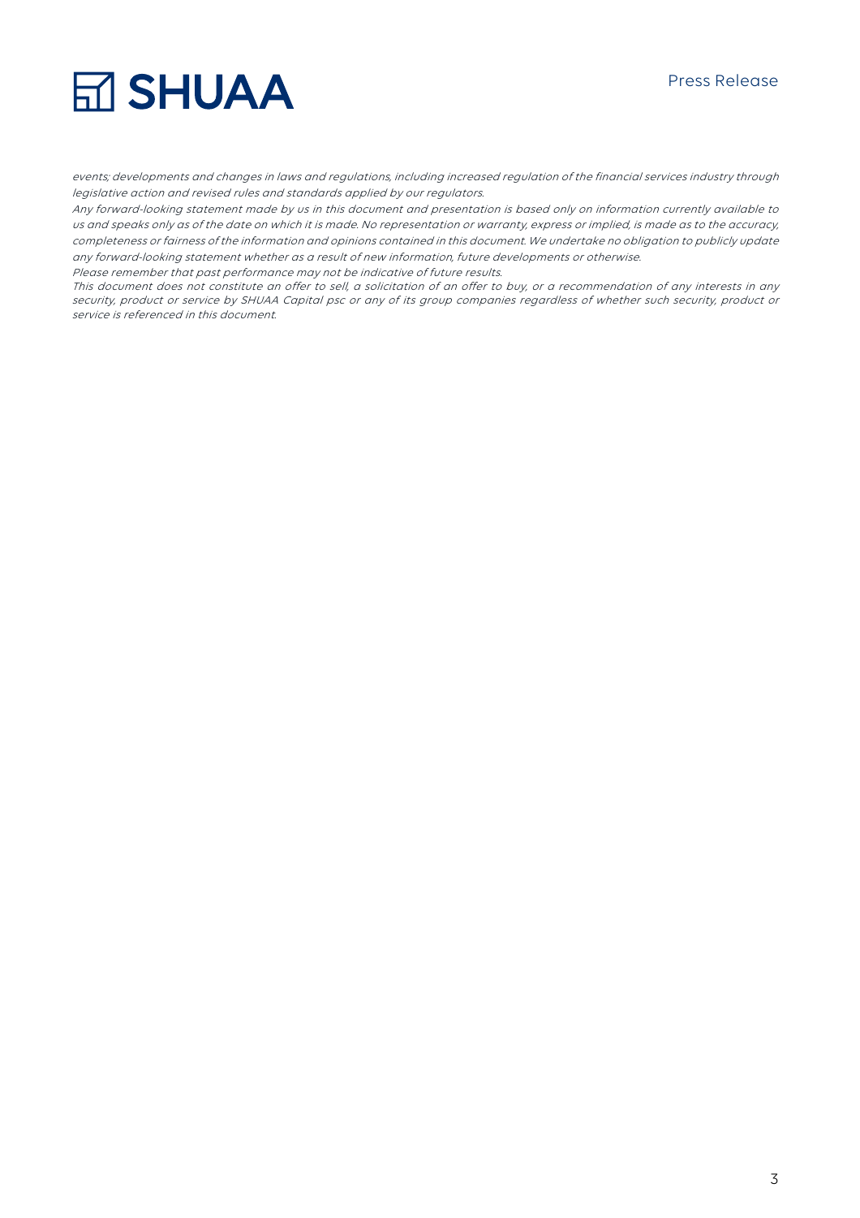*events; developments and changes in laws and regulations, including increased regulation of the financial services industry through legislative action and revised rules and standards applied by our regulators.*

*Any forward-looking statement made by us in this document and presentation is based only on information currently available to us and speaks only as of the date on which it is made. No representation or warranty, express or implied, is made as to the accuracy, completeness or fairness of the information and opinions contained in this document. We undertake no obligation to publicly update any forward-looking statement whether as a result of new information, future developments or otherwise.*

*Please remember that past performance may not be indicative of future results.*

*This document does not constitute an offer to sell, a solicitation of an offer to buy, or a recommendation of any interests in any security, product or service by SHUAA Capital psc or any of its group companies regardless of whether such security, product or service is referenced in this document.*